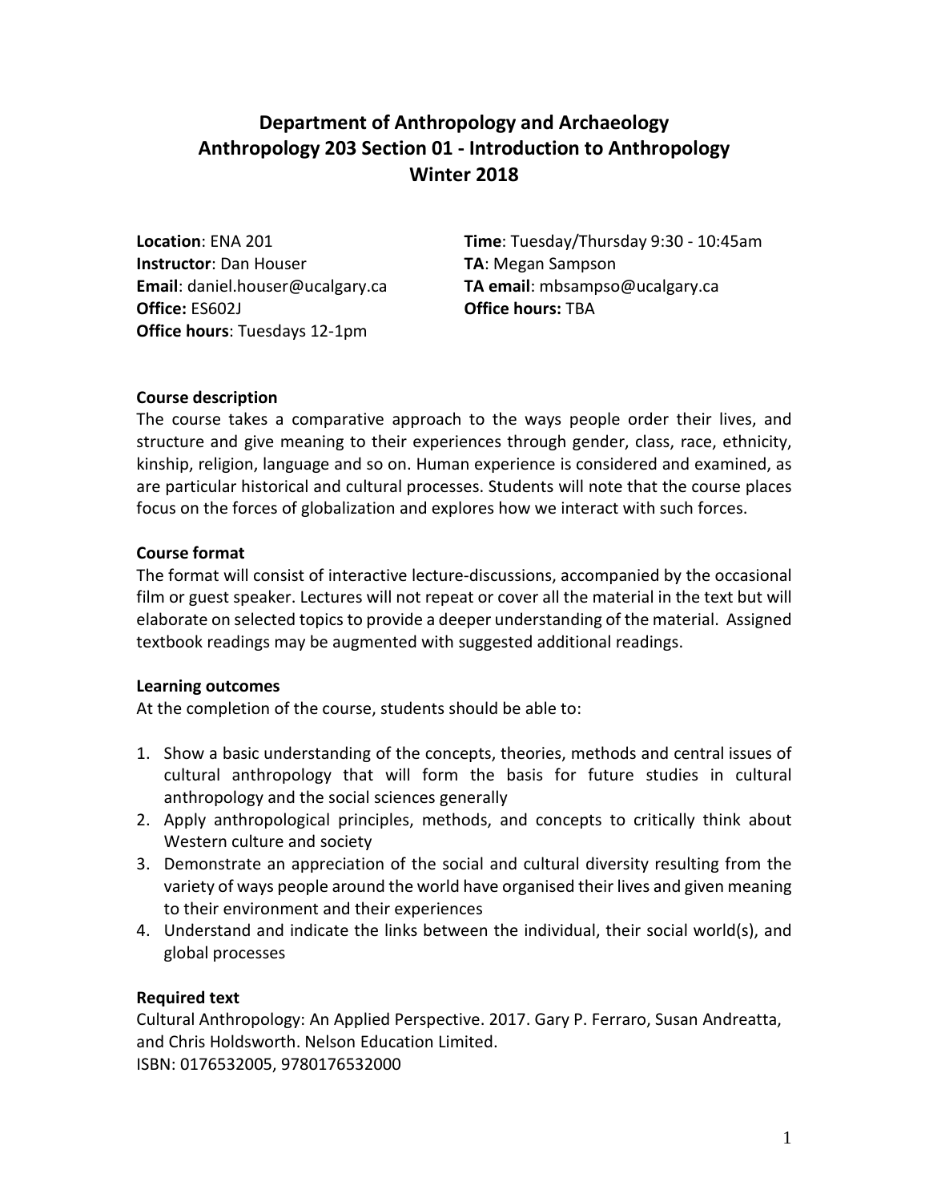# Department of Anthropology and Archaeology
# Anthropology 203 Section 01 - Introduction to Anthropology
# Winter 2018

**Location**: ENA 201
**Instructor**: Dan Houser
**Email**: daniel.houser@ucalgary.ca
**Office:** ES602J
**Office hours**: Tuesdays 12-1pm

**Time**: Tuesday/Thursday 9:30 - 10:45am
**TA**: Megan Sampson
**TA email**: mbsampso@ucalgary.ca
**Office hours:** TBA

**Course description**

The course takes a comparative approach to the ways people order their lives, and structure and give meaning to their experiences through gender, class, race, ethnicity, kinship, religion, language and so on. Human experience is considered and examined, as are particular historical and cultural processes. Students will note that the course places focus on the forces of globalization and explores how we interact with such forces.

**Course format**

The format will consist of interactive lecture-discussions, accompanied by the occasional film or guest speaker. Lectures will not repeat or cover all the material in the text but will elaborate on selected topics to provide a deeper understanding of the material. Assigned textbook readings may be augmented with suggested additional readings.

**Learning outcomes**

At the completion of the course, students should be able to:

1. Show a basic understanding of the concepts, theories, methods and central issues of cultural anthropology that will form the basis for future studies in cultural anthropology and the social sciences generally
2. Apply anthropological principles, methods, and concepts to critically think about Western culture and society
3. Demonstrate an appreciation of the social and cultural diversity resulting from the variety of ways people around the world have organised their lives and given meaning to their environment and their experiences
4. Understand and indicate the links between the individual, their social world(s), and global processes

**Required text**

Cultural Anthropology: An Applied Perspective. 2017. Gary P. Ferraro, Susan Andreatta, and Chris Holdsworth. Nelson Education Limited.
ISBN: 0176532005, 9780176532000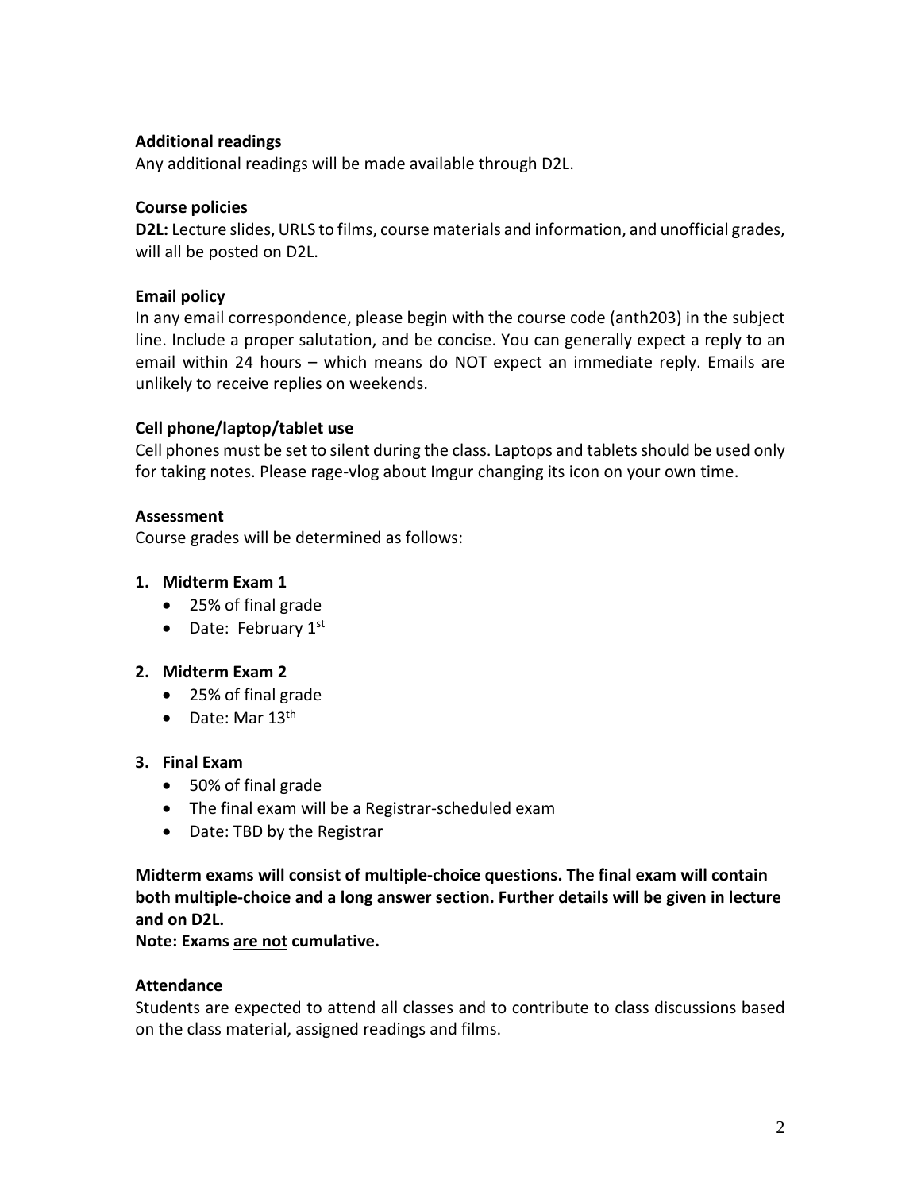**Additional readings**

Any additional readings will be made available through D2L.

**Course policies**

**D2L:** Lecture slides, URLS to films, course materials and information, and unofficial grades, will all be posted on D2L.

**Email policy**

In any email correspondence, please begin with the course code (anth203) in the subject line. Include a proper salutation, and be concise. You can generally expect a reply to an email within 24 hours – which means do NOT expect an immediate reply. Emails are unlikely to receive replies on weekends.

**Cell phone/laptop/tablet use**

Cell phones must be set to silent during the class. Laptops and tablets should be used only for taking notes. Please rage-vlog about Imgur changing its icon on your own time.

**Assessment**

Course grades will be determined as follows:

1. **Midterm Exam 1**
   - 25% of final grade
   - Date: February 1st

2. **Midterm Exam 2**
   - 25% of final grade
   - Date: Mar 13th

3. **Final Exam**
   - 50% of final grade
   - The final exam will be a Registrar-scheduled exam
   - Date: TBD by the Registrar

**Midterm exams will consist of multiple-choice questions. The final exam will contain both multiple-choice and a long answer section. Further details will be given in lecture and on D2L.**

**Note: Exams <u>are not</u> cumulative.**

**Attendance**

Students <u>are expected</u> to attend all classes and to contribute to class discussions based on the class material, assigned readings and films.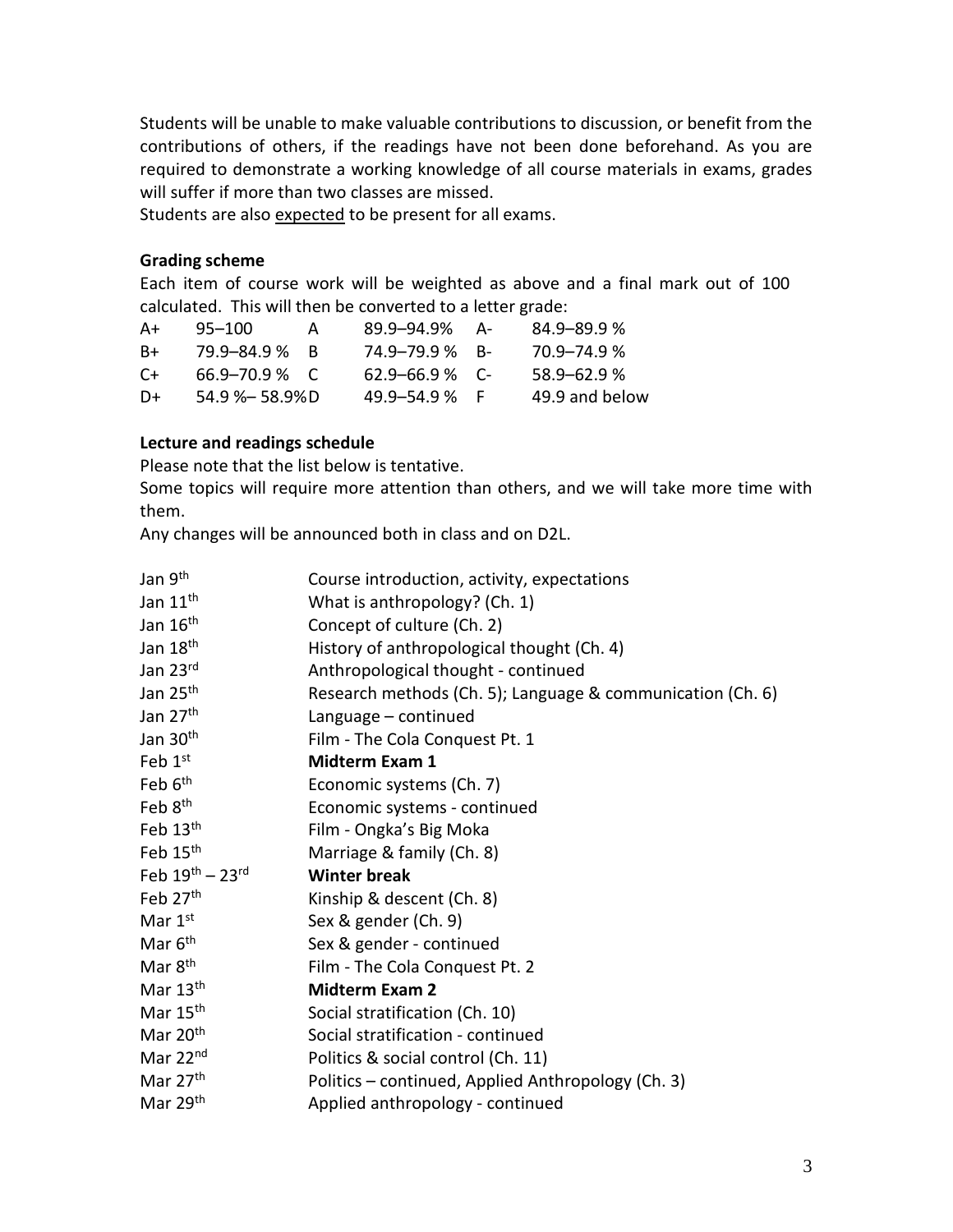Students will be unable to make valuable contributions to discussion, or benefit from the contributions of others, if the readings have not been done beforehand. As you are required to demonstrate a working knowledge of all course materials in exams, grades will suffer if more than two classes are missed.
Students are also <u>expected</u> to be present for all exams.

**Grading scheme**

Each item of course work will be weighted as above and a final mark out of 100 calculated. This will then be converted to a letter grade:

| | | | | | |
|---|---|---|---|---|---|
| A+ | 95–100 | A | 89.9–94.9% | A- | 84.9–89.9 % |
| B+ | 79.9–84.9 % | B | 74.9–79.9 % | B- | 70.9–74.9 % |
| C+ | 66.9–70.9 % | C | 62.9–66.9 % | C- | 58.9–62.9 % |
| D+ | 54.9 %– 58.9% | D | 49.9–54.9 % | F | 49.9 and below |

**Lecture and readings schedule**

Please note that the list below is tentative.
Some topics will require more attention than others, and we will take more time with them.
Any changes will be announced both in class and on D2L.

| | |
|---|---|
| Jan 9th | Course introduction, activity, expectations |
| Jan 11th | What is anthropology? (Ch. 1) |
| Jan 16th | Concept of culture (Ch. 2) |
| Jan 18th | History of anthropological thought (Ch. 4) |
| Jan 23rd | Anthropological thought - continued |
| Jan 25th | Research methods (Ch. 5); Language & communication (Ch. 6) |
| Jan 27th | Language – continued |
| Jan 30th | Film - The Cola Conquest Pt. 1 |
| Feb 1st | **Midterm Exam 1** |
| Feb 6th | Economic systems (Ch. 7) |
| Feb 8th | Economic systems - continued |
| Feb 13th | Film - Ongka's Big Moka |
| Feb 15th | Marriage & family (Ch. 8) |
| Feb 19th – 23rd | **Winter break** |
| Feb 27th | Kinship & descent (Ch. 8) |
| Mar 1st | Sex & gender (Ch. 9) |
| Mar 6th | Sex & gender - continued |
| Mar 8th | Film - The Cola Conquest Pt. 2 |
| Mar 13th | **Midterm Exam 2** |
| Mar 15th | Social stratification (Ch. 10) |
| Mar 20th | Social stratification - continued |
| Mar 22nd | Politics & social control (Ch. 11) |
| Mar 27th | Politics – continued, Applied Anthropology (Ch. 3) |
| Mar 29th | Applied anthropology - continued |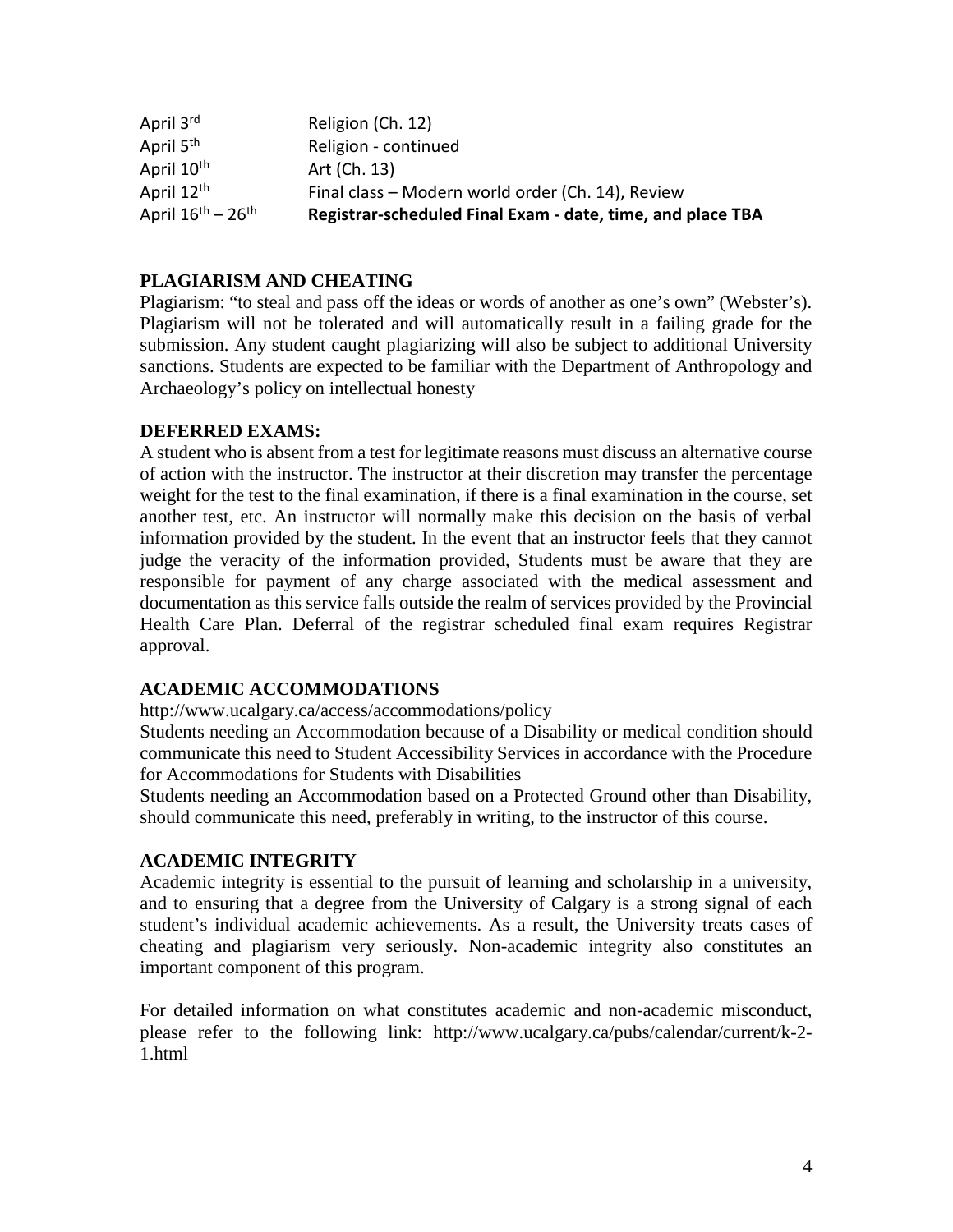| | |
|---|---|
| April 3rd | Religion (Ch. 12) |
| April 5th | Religion - continued |
| April 10th | Art (Ch. 13) |
| April 12th | Final class – Modern world order (Ch. 14), Review |
| April 16th – 26th | **Registrar-scheduled Final Exam - date, time, and place TBA** |

## PLAGIARISM AND CHEATING

Plagiarism: "to steal and pass off the ideas or words of another as one's own" (Webster's). Plagiarism will not be tolerated and will automatically result in a failing grade for the submission. Any student caught plagiarizing will also be subject to additional University sanctions. Students are expected to be familiar with the Department of Anthropology and Archaeology's policy on intellectual honesty

## DEFERRED EXAMS:

A student who is absent from a test for legitimate reasons must discuss an alternative course of action with the instructor. The instructor at their discretion may transfer the percentage weight for the test to the final examination, if there is a final examination in the course, set another test, etc. An instructor will normally make this decision on the basis of verbal information provided by the student. In the event that an instructor feels that they cannot judge the veracity of the information provided, Students must be aware that they are responsible for payment of any charge associated with the medical assessment and documentation as this service falls outside the realm of services provided by the Provincial Health Care Plan. Deferral of the registrar scheduled final exam requires Registrar approval.

## ACADEMIC ACCOMMODATIONS

http://www.ucalgary.ca/access/accommodations/policy

Students needing an Accommodation because of a Disability or medical condition should communicate this need to Student Accessibility Services in accordance with the Procedure for Accommodations for Students with Disabilities

Students needing an Accommodation based on a Protected Ground other than Disability, should communicate this need, preferably in writing, to the instructor of this course.

## ACADEMIC INTEGRITY

Academic integrity is essential to the pursuit of learning and scholarship in a university, and to ensuring that a degree from the University of Calgary is a strong signal of each student's individual academic achievements. As a result, the University treats cases of cheating and plagiarism very seriously. Non-academic integrity also constitutes an important component of this program.

For detailed information on what constitutes academic and non-academic misconduct, please refer to the following link: http://www.ucalgary.ca/pubs/calendar/current/k-2-1.html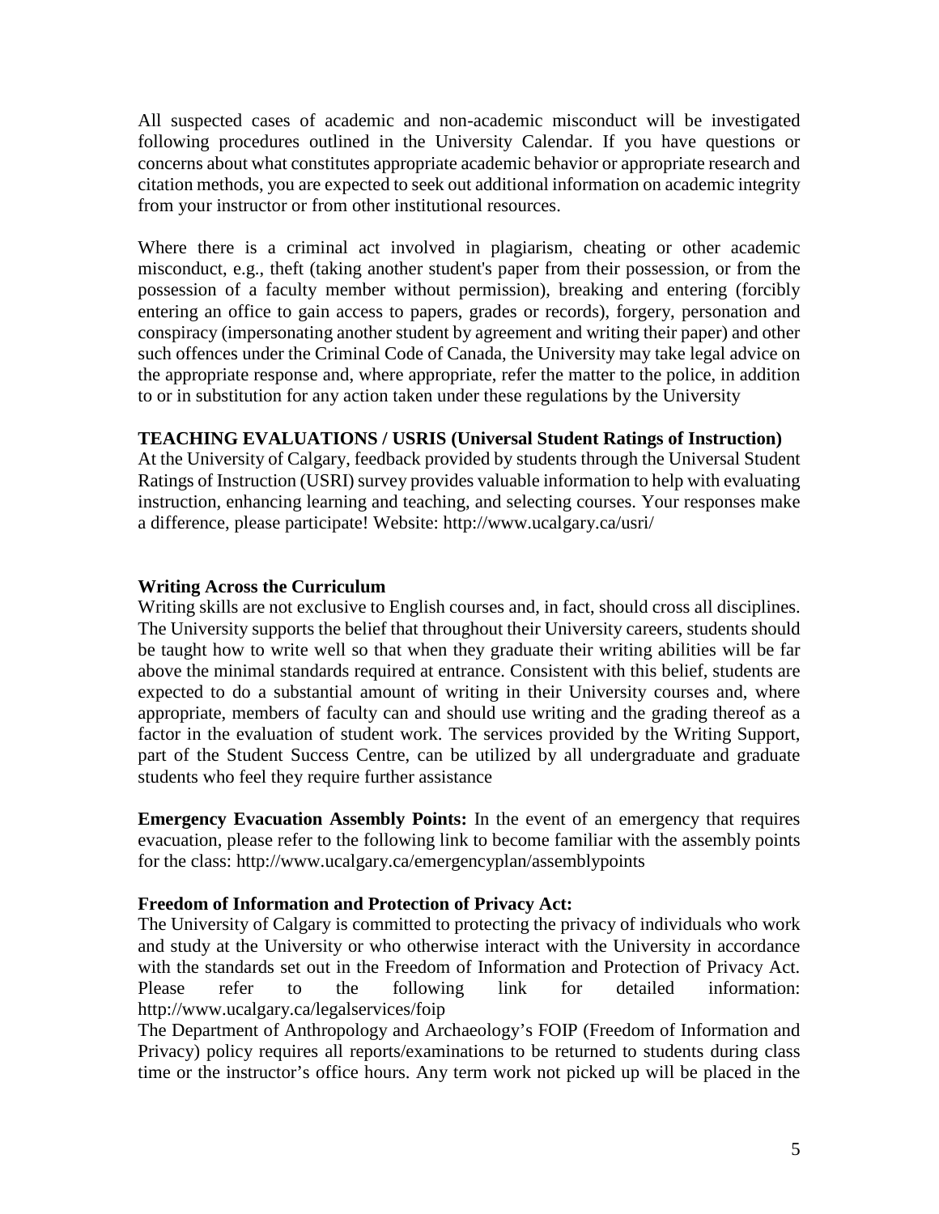All suspected cases of academic and non-academic misconduct will be investigated following procedures outlined in the University Calendar. If you have questions or concerns about what constitutes appropriate academic behavior or appropriate research and citation methods, you are expected to seek out additional information on academic integrity from your instructor or from other institutional resources.

Where there is a criminal act involved in plagiarism, cheating or other academic misconduct, e.g., theft (taking another student's paper from their possession, or from the possession of a faculty member without permission), breaking and entering (forcibly entering an office to gain access to papers, grades or records), forgery, personation and conspiracy (impersonating another student by agreement and writing their paper) and other such offences under the Criminal Code of Canada, the University may take legal advice on the appropriate response and, where appropriate, refer the matter to the police, in addition to or in substitution for any action taken under these regulations by the University

**TEACHING EVALUATIONS / USRIS (Universal Student Ratings of Instruction)**

At the University of Calgary, feedback provided by students through the Universal Student Ratings of Instruction (USRI) survey provides valuable information to help with evaluating instruction, enhancing learning and teaching, and selecting courses. Your responses make a difference, please participate! Website: http://www.ucalgary.ca/usri/

**Writing Across the Curriculum**

Writing skills are not exclusive to English courses and, in fact, should cross all disciplines. The University supports the belief that throughout their University careers, students should be taught how to write well so that when they graduate their writing abilities will be far above the minimal standards required at entrance. Consistent with this belief, students are expected to do a substantial amount of writing in their University courses and, where appropriate, members of faculty can and should use writing and the grading thereof as a factor in the evaluation of student work. The services provided by the Writing Support, part of the Student Success Centre, can be utilized by all undergraduate and graduate students who feel they require further assistance

**Emergency Evacuation Assembly Points:** In the event of an emergency that requires evacuation, please refer to the following link to become familiar with the assembly points for the class: http://www.ucalgary.ca/emergencyplan/assemblypoints

**Freedom of Information and Protection of Privacy Act:**

The University of Calgary is committed to protecting the privacy of individuals who work and study at the University or who otherwise interact with the University in accordance with the standards set out in the Freedom of Information and Protection of Privacy Act. Please refer to the following link for detailed information: http://www.ucalgary.ca/legalservices/foip

The Department of Anthropology and Archaeology's FOIP (Freedom of Information and Privacy) policy requires all reports/examinations to be returned to students during class time or the instructor's office hours. Any term work not picked up will be placed in the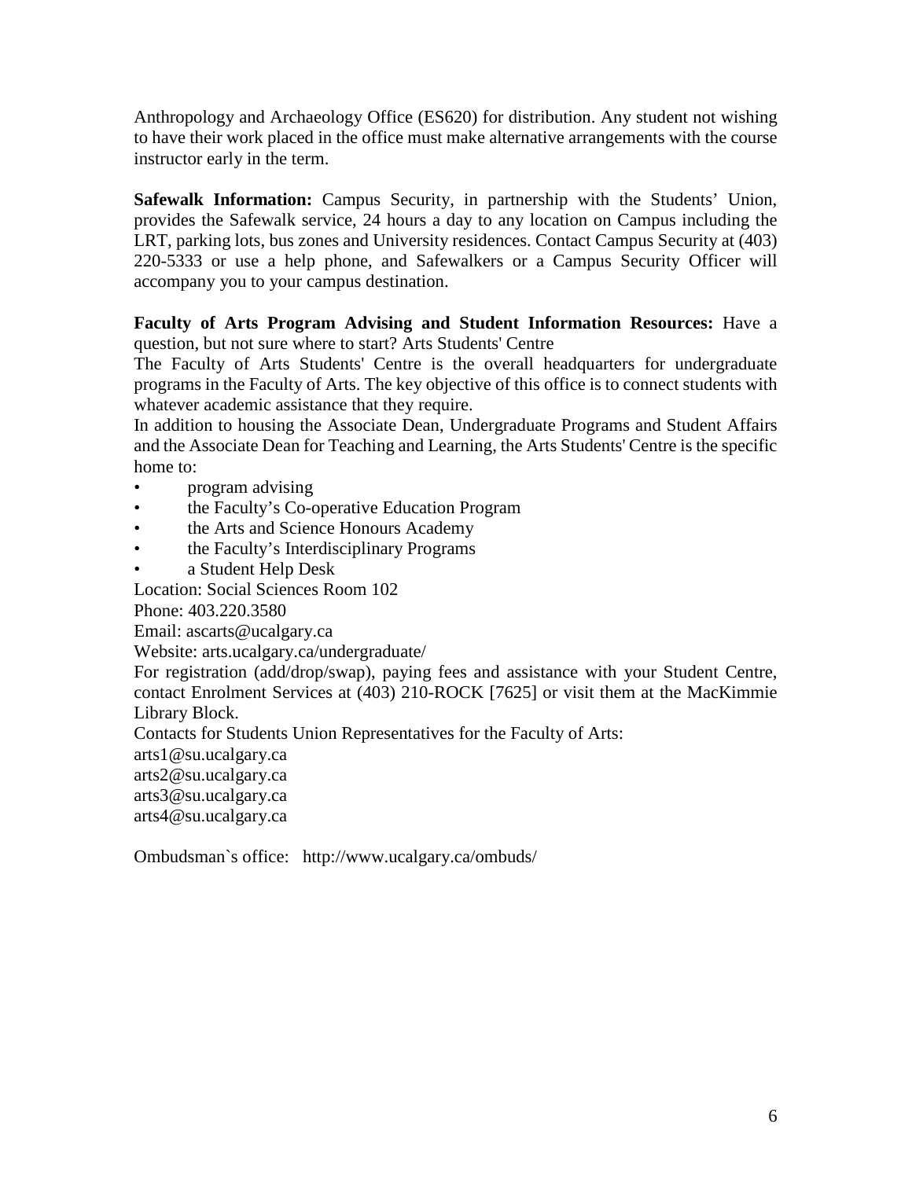Anthropology and Archaeology Office (ES620) for distribution. Any student not wishing to have their work placed in the office must make alternative arrangements with the course instructor early in the term.

**Safewalk Information:** Campus Security, in partnership with the Students' Union, provides the Safewalk service, 24 hours a day to any location on Campus including the LRT, parking lots, bus zones and University residences. Contact Campus Security at (403) 220-5333 or use a help phone, and Safewalkers or a Campus Security Officer will accompany you to your campus destination.

**Faculty of Arts Program Advising and Student Information Resources:** Have a question, but not sure where to start? Arts Students' Centre

The Faculty of Arts Students' Centre is the overall headquarters for undergraduate programs in the Faculty of Arts. The key objective of this office is to connect students with whatever academic assistance that they require.

In addition to housing the Associate Dean, Undergraduate Programs and Student Affairs and the Associate Dean for Teaching and Learning, the Arts Students' Centre is the specific home to:

- program advising
- the Faculty's Co-operative Education Program
- the Arts and Science Honours Academy
- the Faculty's Interdisciplinary Programs
- a Student Help Desk

Location: Social Sciences Room 102

Phone: 403.220.3580

Email: ascarts@ucalgary.ca

Website: arts.ucalgary.ca/undergraduate/

For registration (add/drop/swap), paying fees and assistance with your Student Centre, contact Enrolment Services at (403) 210-ROCK [7625] or visit them at the MacKimmie Library Block.

Contacts for Students Union Representatives for the Faculty of Arts:

arts1@su.ucalgary.ca

arts2@su.ucalgary.ca

arts3@su.ucalgary.ca

arts4@su.ucalgary.ca

Ombudsman`s office: http://www.ucalgary.ca/ombuds/